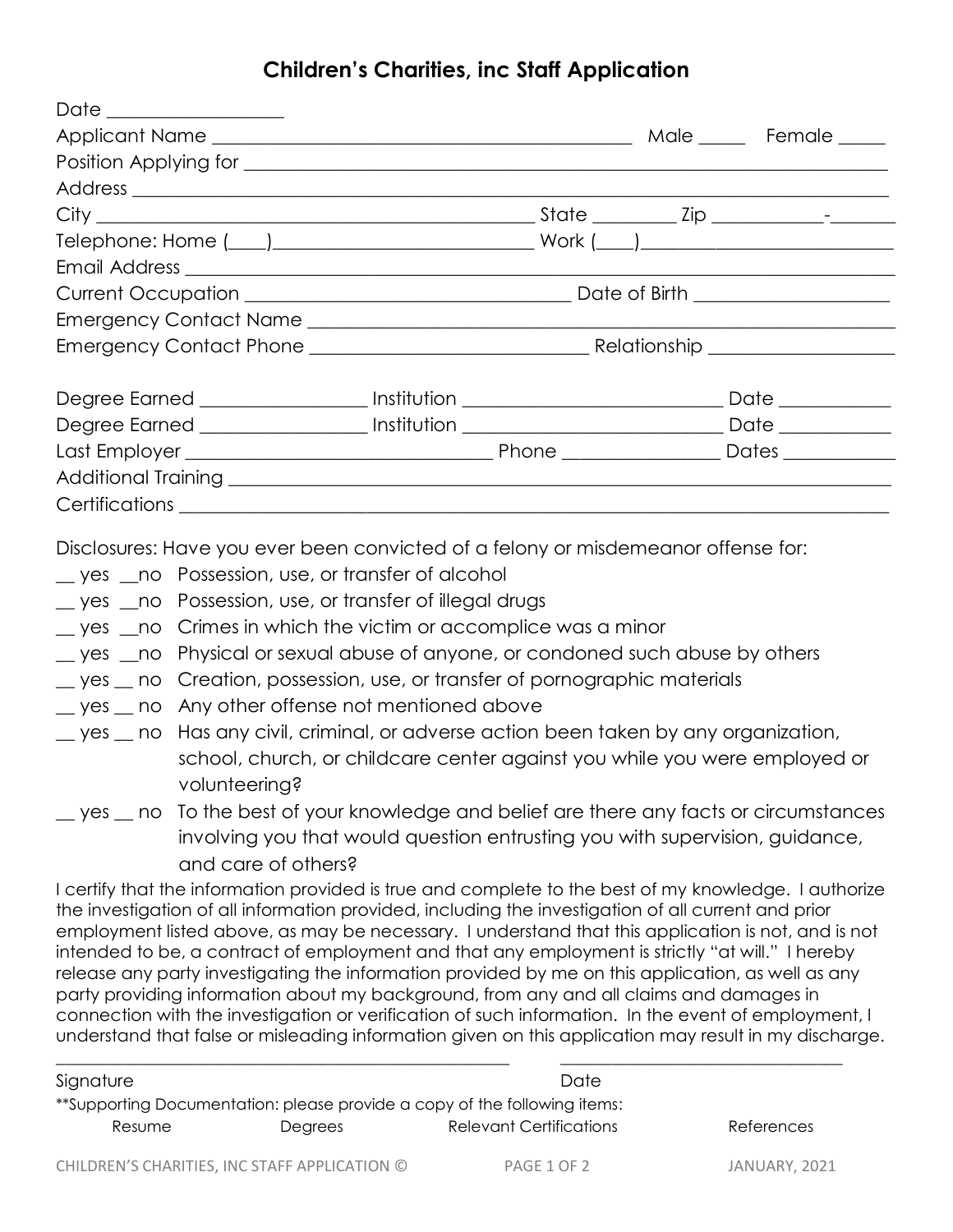# Children's Charities, inc Staff Application

Date ___________________

Applicant Name ____________________________________________ Male _____ Female _____

Position Applying for ___________________________________________________________________

Address ______________________________________________________________________________

City ________________________________________________ State _________ Zip ____________-_______

Telephone: Home (____)___________________________ Work (____)___________________________

Email Address _________________________________________________________________________

Current Occupation __________________________________ Date of Birth ____________________

Emergency Contact Name ______________________________________________________________

Emergency Contact Phone _____________________________ Relationship ___________________

Degree Earned _________________ Institution ____________________________ Date ____________

Degree Earned _________________ Institution ____________________________ Date ____________

Last Employer ________________________________ Phone ________________ Dates ____________

Additional Training _____________________________________________________________________

Certifications _________________________________________________________________________

Disclosures: Have you ever been convicted of a felony or misdemeanor offense for:

__ yes __no Possession, use, or transfer of alcohol

__ yes __no Possession, use, or transfer of illegal drugs

__ yes __no Crimes in which the victim or accomplice was a minor

__ yes __no Physical or sexual abuse of anyone, or condoned such abuse by others

__ yes __ no Creation, possession, use, or transfer of pornographic materials

__ yes __ no Any other offense not mentioned above

__ yes __ no Has any civil, criminal, or adverse action been taken by any organization, school, church, or childcare center against you while you were employed or volunteering?

__ yes __ no To the best of your knowledge and belief are there any facts or circumstances involving you that would question entrusting you with supervision, guidance, and care of others?

I certify that the information provided is true and complete to the best of my knowledge. I authorize the investigation of all information provided, including the investigation of all current and prior employment listed above, as may be necessary. I understand that this application is not, and is not intended to be, a contract of employment and that any employment is strictly "at will." I hereby release any party investigating the information provided by me on this application, as well as any party providing information about my background, from any and all claims and damages in connection with the investigation or verification of such information. In the event of employment, I understand that false or misleading information given on this application may result in my discharge.

___________________________________________________ _________________________________

Signature Date

**Supporting Documentation: please provide a copy of the following items:

Resume Degrees Relevant Certifications References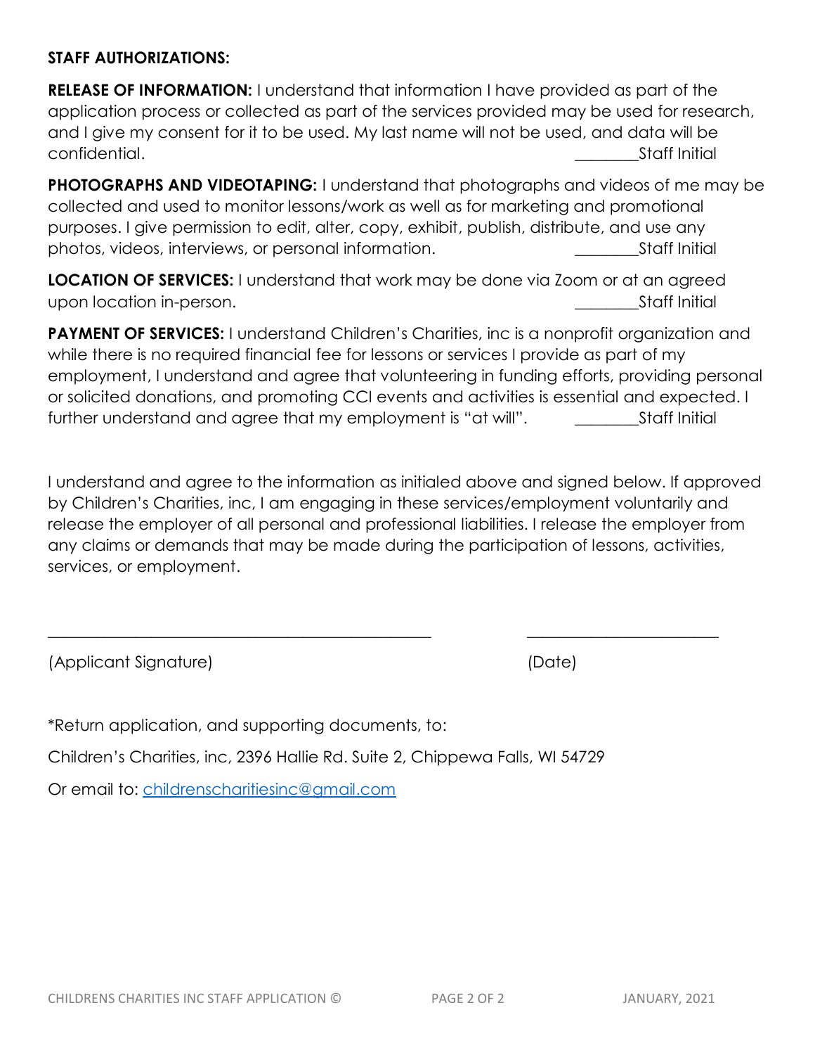**STAFF AUTHORIZATIONS:**

**RELEASE OF INFORMATION:** I understand that information I have provided as part of the application process or collected as part of the services provided may be used for research, and I give my consent for it to be used. My last name will not be used, and data will be confidential. ________Staff Initial

**PHOTOGRAPHS AND VIDEOTAPING:** I understand that photographs and videos of me may be collected and used to monitor lessons/work as well as for marketing and promotional purposes. I give permission to edit, alter, copy, exhibit, publish, distribute, and use any photos, videos, interviews, or personal information. ________Staff Initial

**LOCATION OF SERVICES:** I understand that work may be done via Zoom or at an agreed upon location in-person. ________Staff Initial

**PAYMENT OF SERVICES:** I understand Children's Charities, inc is a nonprofit organization and while there is no required financial fee for lessons or services I provide as part of my employment, I understand and agree that volunteering in funding efforts, providing personal or solicited donations, and promoting CCI events and activities is essential and expected. I further understand and agree that my employment is "at will". ________Staff Initial

I understand and agree to the information as initialed above and signed below. If approved by Children's Charities, inc, I am engaging in these services/employment voluntarily and release the employer of all personal and professional liabilities. I release the employer from any claims or demands that may be made during the participation of lessons, activities, services, or employment.

_______________________________________________ ________________________

(Applicant Signature) (Date)

*Return application, and supporting documents, to:

Children's Charities, inc, 2396 Hallie Rd. Suite 2, Chippewa Falls, WI 54729

Or email to: childrencharitiesinc@gmail.com